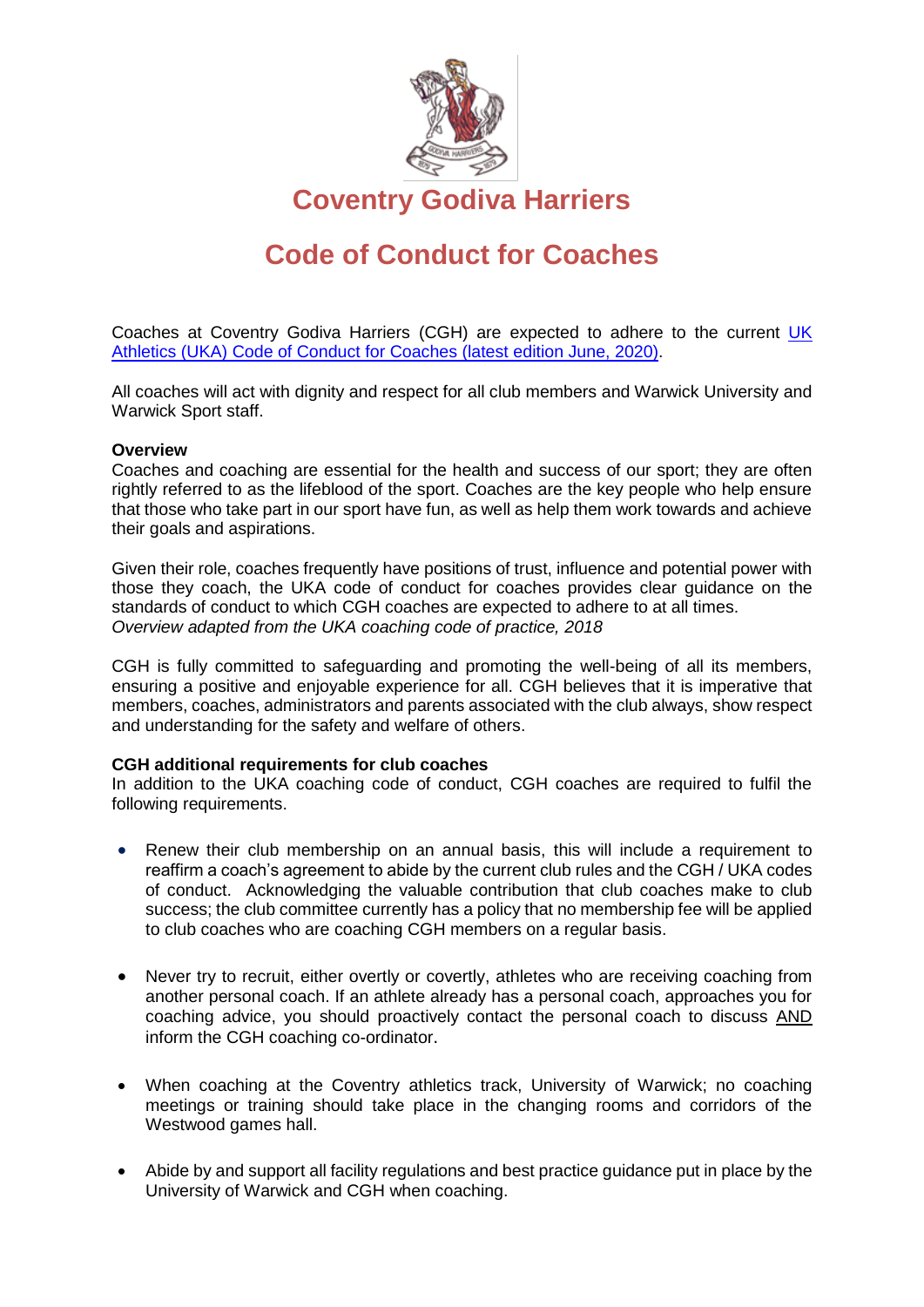# Coventry Godiva Harriers

# Code of Conduct for Coaches

Coaches at Coventry Godiva Harriers (CGH) are expected to adhere to the current [UK Athletics (UKA) Code of Conduct for Coaches (latest edition June, 2020)](#).

All coaches will act with dignity and respect for all club members and Warwick University and Warwick Sport staff.

**Overview**

Coaches and coaching are essential for the health and success of our sport; they are often rightly referred to as the lifeblood of the sport. Coaches are the key people who help ensure that those who take part in our sport have fun, as well as help them work towards and achieve their goals and aspirations.

Given their role, coaches frequently have positions of trust, influence and potential power with those they coach, the UKA code of conduct for coaches provides clear guidance on the standards of conduct to which CGH coaches are expected to adhere to at all times.
*Overview adapted from the UKA coaching code of practice, 2018*

CGH is fully committed to safeguarding and promoting the well-being of all its members, ensuring a positive and enjoyable experience for all. CGH believes that it is imperative that members, coaches, administrators and parents associated with the club always, show respect and understanding for the safety and welfare of others.

**CGH additional requirements for club coaches**

In addition to the UKA coaching code of conduct, CGH coaches are required to fulfil the following requirements.

- Renew their club membership on an annual basis, this will include a requirement to reaffirm a coach's agreement to abide by the current club rules and the CGH / UKA codes of conduct. Acknowledging the valuable contribution that club coaches make to club success; the club committee currently has a policy that no membership fee will be applied to club coaches who are coaching CGH members on a regular basis.

- Never try to recruit, either overtly or covertly, athletes who are receiving coaching from another personal coach. If an athlete already has a personal coach, approaches you for coaching advice, you should proactively contact the personal coach to discuss AND inform the CGH coaching co-ordinator.

- When coaching at the Coventry athletics track, University of Warwick; no coaching meetings or training should take place in the changing rooms and corridors of the Westwood games hall.

- Abide by and support all facility regulations and best practice guidance put in place by the University of Warwick and CGH when coaching.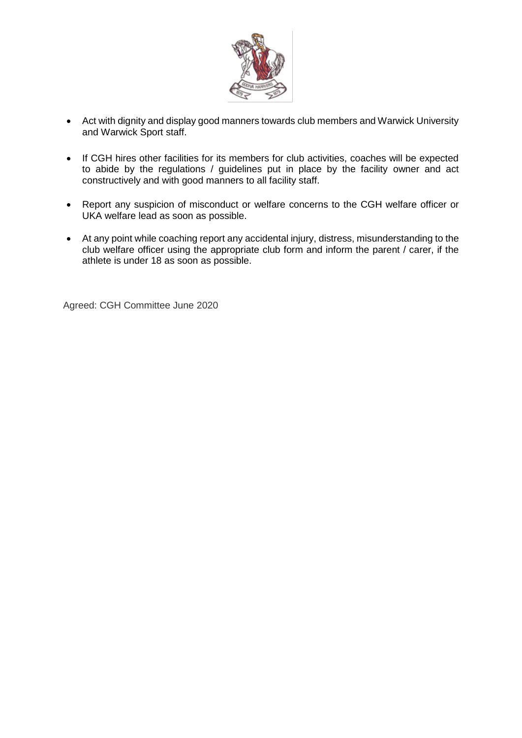- Act with dignity and display good manners towards club members and Warwick University and Warwick Sport staff.
- If CGH hires other facilities for its members for club activities, coaches will be expected to abide by the regulations / guidelines put in place by the facility owner and act constructively and with good manners to all facility staff.
- Report any suspicion of misconduct or welfare concerns to the CGH welfare officer or UKA welfare lead as soon as possible.
- At any point while coaching report any accidental injury, distress, misunderstanding to the club welfare officer using the appropriate club form and inform the parent / carer, if the athlete is under 18 as soon as possible.

Agreed: CGH Committee June 2020